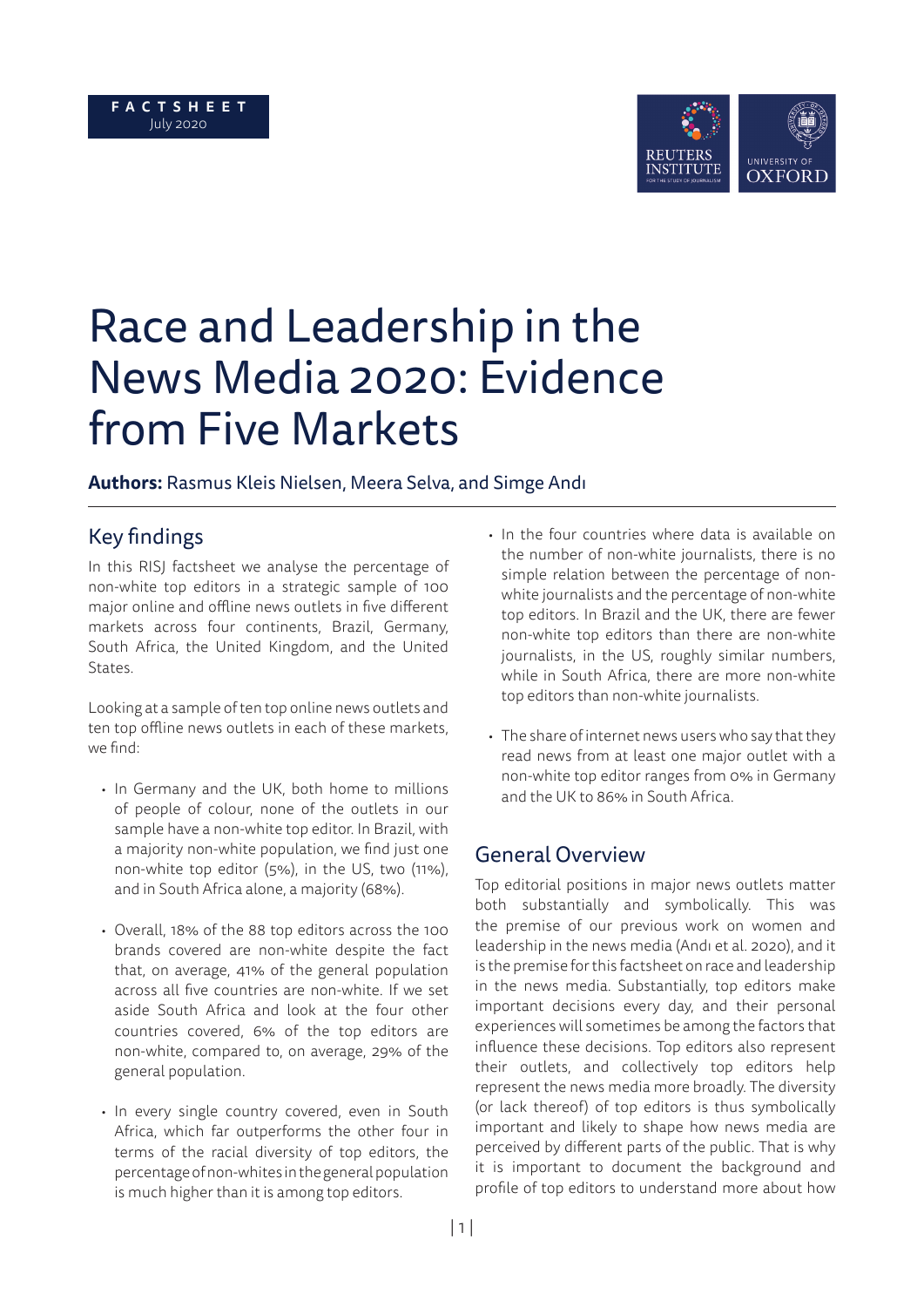FACTSHEET
July 2020

# Race and Leadership in the News Media 2020: Evidence from Five Markets

**Authors:** Rasmus Kleis Nielsen, Meera Selva, and Simge Andı

## Key findings

In this RISJ factsheet we analyse the percentage of non-white top editors in a strategic sample of 100 major online and offline news outlets in five different markets across four continents, Brazil, Germany, South Africa, the United Kingdom, and the United States.

Looking at a sample of ten top online news outlets and ten top offline news outlets in each of these markets, we find:

- In Germany and the UK, both home to millions of people of colour, none of the outlets in our sample have a non-white top editor. In Brazil, with a majority non-white population, we find just one non-white top editor (5%), in the US, two (11%), and in South Africa alone, a majority (68%).
- Overall, 18% of the 88 top editors across the 100 brands covered are non-white despite the fact that, on average, 41% of the general population across all five countries are non-white. If we set aside South Africa and look at the four other countries covered, 6% of the top editors are non-white, compared to, on average, 29% of the general population.
- In every single country covered, even in South Africa, which far outperforms the other four in terms of the racial diversity of top editors, the percentage of non-whites in the general population is much higher than it is among top editors.
- In the four countries where data is available on the number of non-white journalists, there is no simple relation between the percentage of non-white journalists and the percentage of non-white top editors. In Brazil and the UK, there are fewer non-white top editors than there are non-white journalists, in the US, roughly similar numbers, while in South Africa, there are more non-white top editors than non-white journalists.
- The share of internet news users who say that they read news from at least one major outlet with a non-white top editor ranges from 0% in Germany and the UK to 86% in South Africa.

## General Overview

Top editorial positions in major news outlets matter both substantially and symbolically. This was the premise of our previous work on women and leadership in the news media (Andı et al. 2020), and it is the premise for this factsheet on race and leadership in the news media. Substantially, top editors make important decisions every day, and their personal experiences will sometimes be among the factors that influence these decisions. Top editors also represent their outlets, and collectively top editors help represent the news media more broadly. The diversity (or lack thereof) of top editors is thus symbolically important and likely to shape how news media are perceived by different parts of the public. That is why it is important to document the background and profile of top editors to understand more about how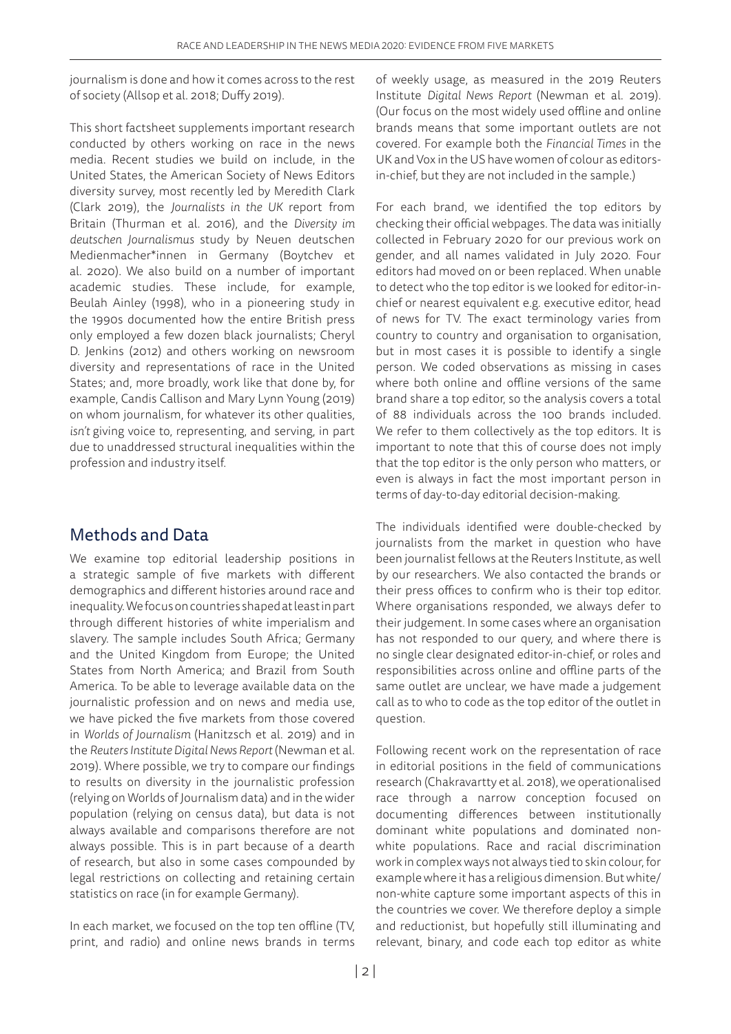journalism is done and how it comes across to the rest of society (Allsop et al. 2018; Duffy 2019).

This short factsheet supplements important research conducted by others working on race in the news media. Recent studies we build on include, in the United States, the American Society of News Editors diversity survey, most recently led by Meredith Clark (Clark 2019), the *Journalists in the UK* report from Britain (Thurman et al. 2016), and the *Diversity im deutschen Journalismus* study by Neuen deutschen Medienmacher*innen in Germany (Boytchev et al. 2020). We also build on a number of important academic studies. These include, for example, Beulah Ainley (1998), who in a pioneering study in the 1990s documented how the entire British press only employed a few dozen black journalists; Cheryl D. Jenkins (2012) and others working on newsroom diversity and representations of race in the United States; and, more broadly, work like that done by, for example, Candis Callison and Mary Lynn Young (2019) on whom journalism, for whatever its other qualities, *isn't* giving voice to, representing, and serving, in part due to unaddressed structural inequalities within the profession and industry itself.

## Methods and Data

We examine top editorial leadership positions in a strategic sample of five markets with different demographics and different histories around race and inequality. We focus on countries shaped at least in part through different histories of white imperialism and slavery. The sample includes South Africa; Germany and the United Kingdom from Europe; the United States from North America; and Brazil from South America. To be able to leverage available data on the journalistic profession and on news and media use, we have picked the five markets from those covered in *Worlds of Journalism* (Hanitzsch et al. 2019) and in the *Reuters Institute Digital News Report* (Newman et al. 2019). Where possible, we try to compare our findings to results on diversity in the journalistic profession (relying on Worlds of Journalism data) and in the wider population (relying on census data), but data is not always available and comparisons therefore are not always possible. This is in part because of a dearth of research, but also in some cases compounded by legal restrictions on collecting and retaining certain statistics on race (in for example Germany).

In each market, we focused on the top ten offline (TV, print, and radio) and online news brands in terms of weekly usage, as measured in the 2019 Reuters Institute *Digital News Report* (Newman et al. 2019). (Our focus on the most widely used offline and online brands means that some important outlets are not covered. For example both the *Financial Times* in the UK and Vox in the US have women of colour as editors-in-chief, but they are not included in the sample.)

For each brand, we identified the top editors by checking their official webpages. The data was initially collected in February 2020 for our previous work on gender, and all names validated in July 2020. Four editors had moved on or been replaced. When unable to detect who the top editor is we looked for editor-in-chief or nearest equivalent e.g. executive editor, head of news for TV. The exact terminology varies from country to country and organisation to organisation, but in most cases it is possible to identify a single person. We coded observations as missing in cases where both online and offline versions of the same brand share a top editor, so the analysis covers a total of 88 individuals across the 100 brands included. We refer to them collectively as the top editors. It is important to note that this of course does not imply that the top editor is the only person who matters, or even is always in fact the most important person in terms of day-to-day editorial decision-making.

The individuals identified were double-checked by journalists from the market in question who have been journalist fellows at the Reuters Institute, as well by our researchers. We also contacted the brands or their press offices to confirm who is their top editor. Where organisations responded, we always defer to their judgement. In some cases where an organisation has not responded to our query, and where there is no single clear designated editor-in-chief, or roles and responsibilities across online and offline parts of the same outlet are unclear, we have made a judgement call as to who to code as the top editor of the outlet in question.

Following recent work on the representation of race in editorial positions in the field of communications research (Chakravartty et al. 2018), we operationalised race through a narrow conception focused on documenting differences between institutionally dominant white populations and dominated non-white populations. Race and racial discrimination work in complex ways not always tied to skin colour, for example where it has a religious dimension. But white/non-white capture some important aspects of this in the countries we cover. We therefore deploy a simple and reductionist, but hopefully still illuminating and relevant, binary, and code each top editor as white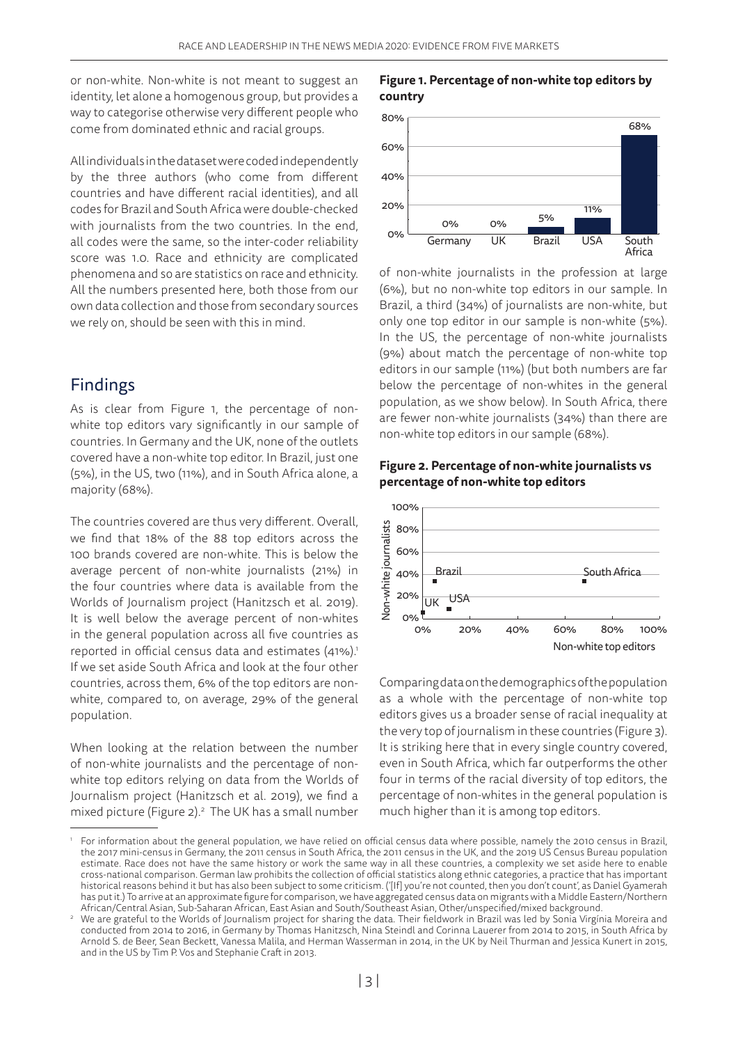or non-white. Non-white is not meant to suggest an identity, let alone a homogenous group, but provides a way to categorise otherwise very different people who come from dominated ethnic and racial groups.

All individuals in the dataset were coded independently by the three authors (who come from different countries and have different racial identities), and all codes for Brazil and South Africa were double-checked with journalists from the two countries. In the end, all codes were the same, so the inter-coder reliability score was 1.0. Race and ethnicity are complicated phenomena and so are statistics on race and ethnicity. All the numbers presented here, both those from our own data collection and those from secondary sources we rely on, should be seen with this in mind.

## Findings

As is clear from Figure 1, the percentage of non-white top editors vary significantly in our sample of countries. In Germany and the UK, none of the outlets covered have a non-white top editor. In Brazil, just one (5%), in the US, two (11%), and in South Africa alone, a majority (68%).

The countries covered are thus very different. Overall, we find that 18% of the 88 top editors across the 100 brands covered are non-white. This is below the average percent of non-white journalists (21%) in the four countries where data is available from the Worlds of Journalism project (Hanitzsch et al. 2019). It is well below the average percent of non-whites in the general population across all five countries as reported in official census data and estimates (41%).[1] If we set aside South Africa and look at the four other countries, across them, 6% of the top editors are non-white, compared to, on average, 29% of the general population.

When looking at the relation between the number of non-white journalists and the percentage of non-white top editors relying on data from the Worlds of Journalism project (Hanitzsch et al. 2019), we find a mixed picture (Figure 2).[2] The UK has a small number of non-white journalists in the profession at large (6%), but no non-white top editors in our sample. In Brazil, a third (34%) of journalists are non-white, but only one top editor in our sample is non-white (5%). In the US, the percentage of non-white journalists (9%) about match the percentage of non-white top editors in our sample (11%) (but both numbers are far below the percentage of non-whites in the general population, as we show below). In South Africa, there are fewer non-white journalists (34%) than there are non-white top editors in our sample (68%).

**Figure 1. Percentage of non-white top editors by country**

| Country | Non-white top editors |
|---|---|
| Germany | 0% |
| UK | 0% |
| Brazil | 5% |
| USA | 11% |
| South Africa | 68% |

**Figure 2. Percentage of non-white journalists vs percentage of non-white top editors**

| Country | Non-white top editors | Non-white journalists |
|---|---|---|
| UK | 0% | 6% |
| Brazil | 5% | 34% |
| USA | 11% | 9% |
| South Africa | 68% | 34% |

Comparing data on the demographics of the population as a whole with the percentage of non-white top editors gives us a broader sense of racial inequality at the very top of journalism in these countries (Figure 3). It is striking here that in every single country covered, even in South Africa, which far outperforms the other four in terms of the racial diversity of top editors, the percentage of non-whites in the general population is much higher than it is among top editors.

---

[1] For information about the general population, we have relied on official census data where possible, namely the 2010 census in Brazil, the 2017 mini-census in Germany, the 2011 census in South Africa, the 2011 census in the UK, and the 2019 US Census Bureau population estimate. Race does not have the same history or work the same way in all these countries, a complexity we set aside here to enable cross-national comparison. German law prohibits the collection of official statistics along ethnic categories, a practice that has important historical reasons behind it but has also been subject to some criticism. ('[If] you're not counted, then you don't count', as Daniel Gyamerah has put it.) To arrive at an approximate figure for comparison, we have aggregated census data on migrants with a Middle Eastern/Northern African/Central Asian, Sub-Saharan African, East Asian and South/Southeast Asian, Other/unspecified/mixed background.

[2] We are grateful to the Worlds of Journalism project for sharing the data. Their fieldwork in Brazil was led by Sonia Virgínia Moreira and conducted from 2014 to 2016, in Germany by Thomas Hanitzsch, Nina Steindl and Corinna Lauerer from 2014 to 2015, in South Africa by Arnold S. de Beer, Sean Beckett, Vanessa Malila, and Herman Wasserman in 2014, in the UK by Neil Thurman and Jessica Kunert in 2015, and in the US by Tim P. Vos and Stephanie Craft in 2013.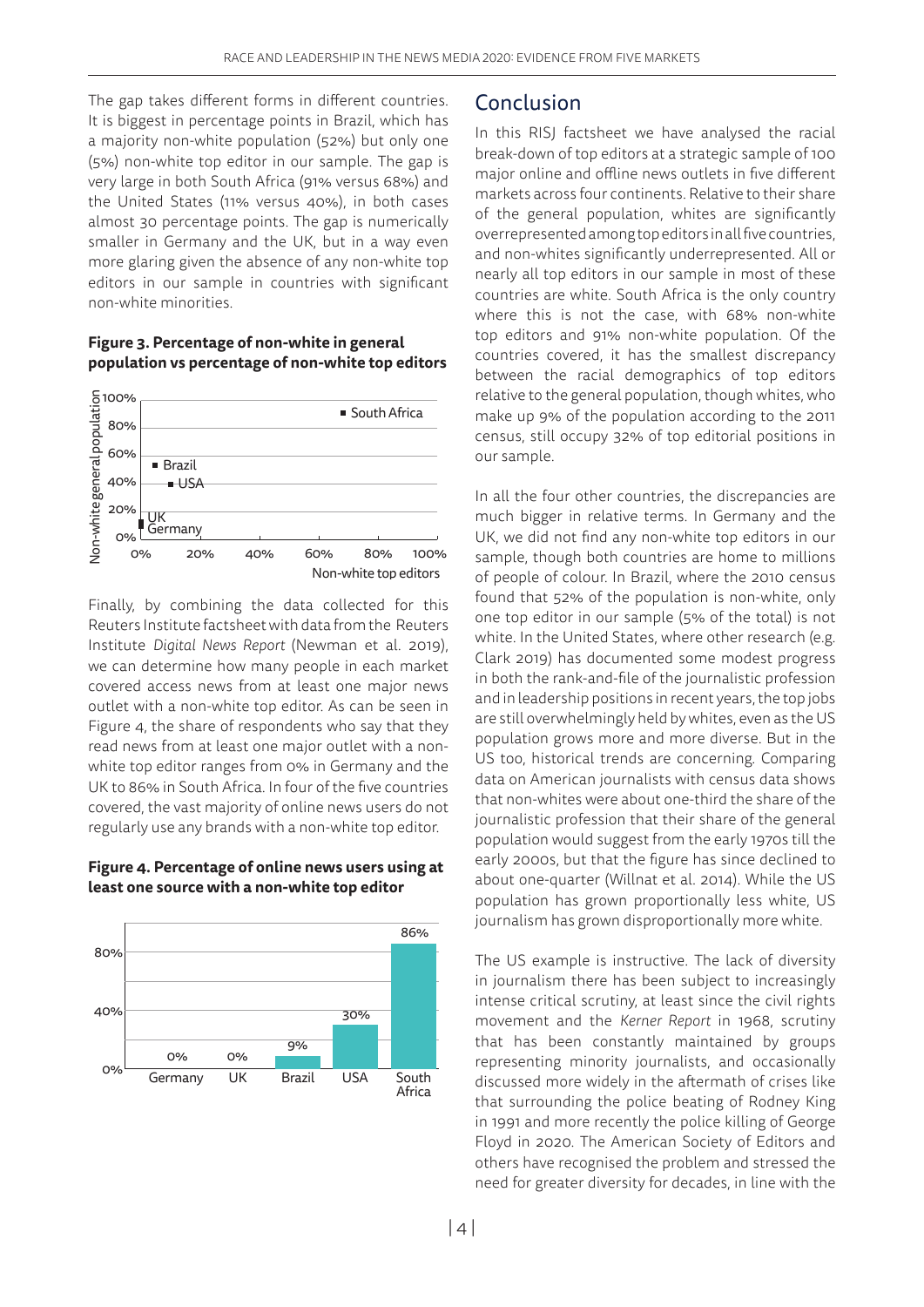The gap takes different forms in different countries. It is biggest in percentage points in Brazil, which has a majority non-white population (52%) but only one (5%) non-white top editor in our sample. The gap is very large in both South Africa (91% versus 68%) and the United States (11% versus 40%), in both cases almost 30 percentage points. The gap is numerically smaller in Germany and the UK, but in a way even more glaring given the absence of any non-white top editors in our sample in countries with significant non-white minorities.

**Figure 3. Percentage of non-white in general population vs percentage of non-white top editors**

Finally, by combining the data collected for this Reuters Institute factsheet with data from the Reuters Institute *Digital News Report* (Newman et al. 2019), we can determine how many people in each market covered access news from at least one major news outlet with a non-white top editor. As can be seen in Figure 4, the share of respondents who say that they read news from at least one major outlet with a non-white top editor ranges from 0% in Germany and the UK to 86% in South Africa. In four of the five countries covered, the vast majority of online news users do not regularly use any brands with a non-white top editor.

**Figure 4. Percentage of online news users using at least one source with a non-white top editor**

| Country | Percentage |
|---|---|
| Germany | 0% |
| UK | 0% |
| Brazil | 9% |
| USA | 30% |
| South Africa | 86% |

## Conclusion

In this RISJ factsheet we have analysed the racial break-down of top editors at a strategic sample of 100 major online and offline news outlets in five different markets across four continents. Relative to their share of the general population, whites are significantly overrepresented among top editors in all five countries, and non-whites significantly underrepresented. All or nearly all top editors in our sample in most of these countries are white. South Africa is the only country where this is not the case, with 68% non-white top editors and 91% non-white population. Of the countries covered, it has the smallest discrepancy between the racial demographics of top editors relative to the general population, though whites, who make up 9% of the population according to the 2011 census, still occupy 32% of top editorial positions in our sample.

In all the four other countries, the discrepancies are much bigger in relative terms. In Germany and the UK, we did not find any non-white top editors in our sample, though both countries are home to millions of people of colour. In Brazil, where the 2010 census found that 52% of the population is non-white, only one top editor in our sample (5% of the total) is not white. In the United States, where other research (e.g. Clark 2019) has documented some modest progress in both the rank-and-file of the journalistic profession and in leadership positions in recent years, the top jobs are still overwhelmingly held by whites, even as the US population grows more and more diverse. But in the US too, historical trends are concerning. Comparing data on American journalists with census data shows that non-whites were about one-third the share of the journalistic profession that their share of the general population would suggest from the early 1970s till the early 2000s, but that the figure has since declined to about one-quarter (Willnat et al. 2014). While the US population has grown proportionally less white, US journalism has grown disproportionally more white.

The US example is instructive. The lack of diversity in journalism there has been subject to increasingly intense critical scrutiny, at least since the civil rights movement and the *Kerner Report* in 1968, scrutiny that has been constantly maintained by groups representing minority journalists, and occasionally discussed more widely in the aftermath of crises like that surrounding the police beating of Rodney King in 1991 and more recently the police killing of George Floyd in 2020. The American Society of Editors and others have recognised the problem and stressed the need for greater diversity for decades, in line with the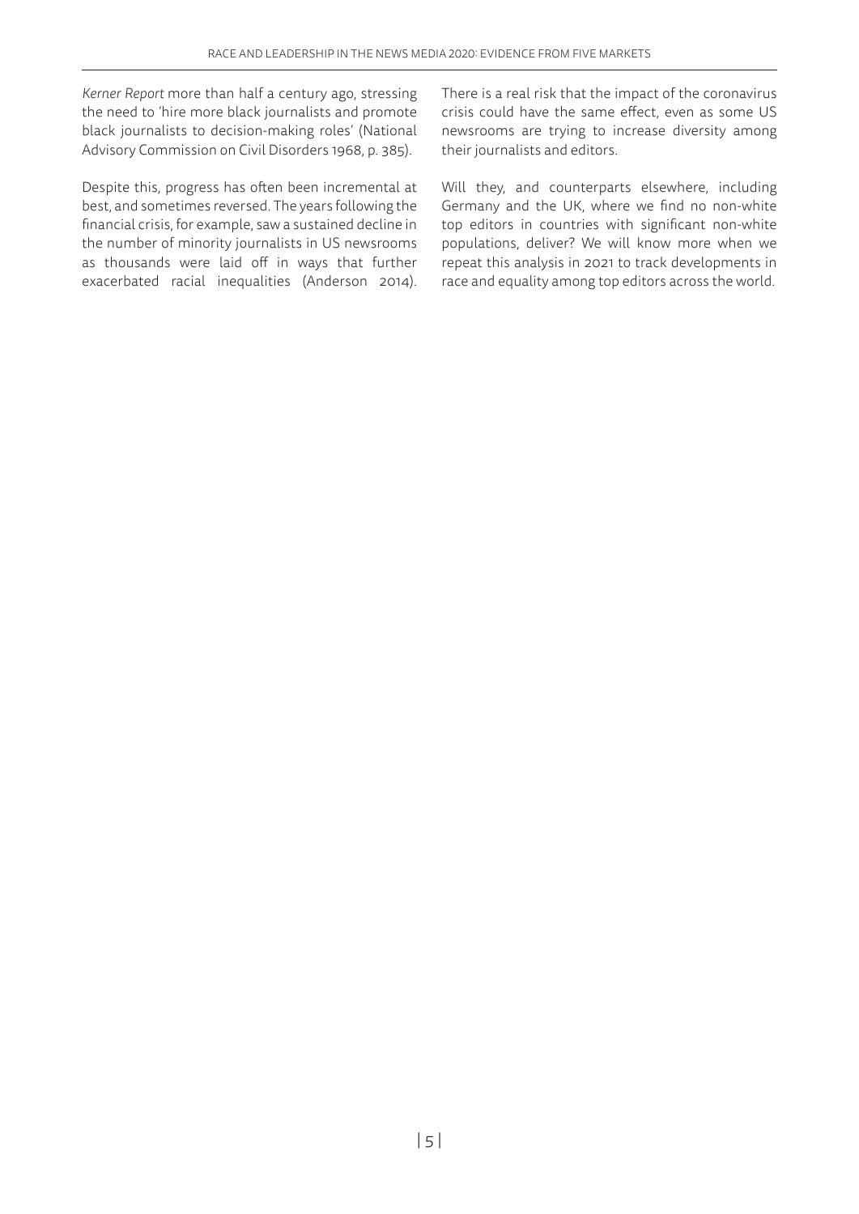*Kerner Report* more than half a century ago, stressing the need to 'hire more black journalists and promote black journalists to decision-making roles' (National Advisory Commission on Civil Disorders 1968, p. 385).

Despite this, progress has often been incremental at best, and sometimes reversed. The years following the financial crisis, for example, saw a sustained decline in the number of minority journalists in US newsrooms as thousands were laid off in ways that further exacerbated racial inequalities (Anderson 2014). There is a real risk that the impact of the coronavirus crisis could have the same effect, even as some US newsrooms are trying to increase diversity among their journalists and editors.

Will they, and counterparts elsewhere, including Germany and the UK, where we find no non-white top editors in countries with significant non-white populations, deliver? We will know more when we repeat this analysis in 2021 to track developments in race and equality among top editors across the world.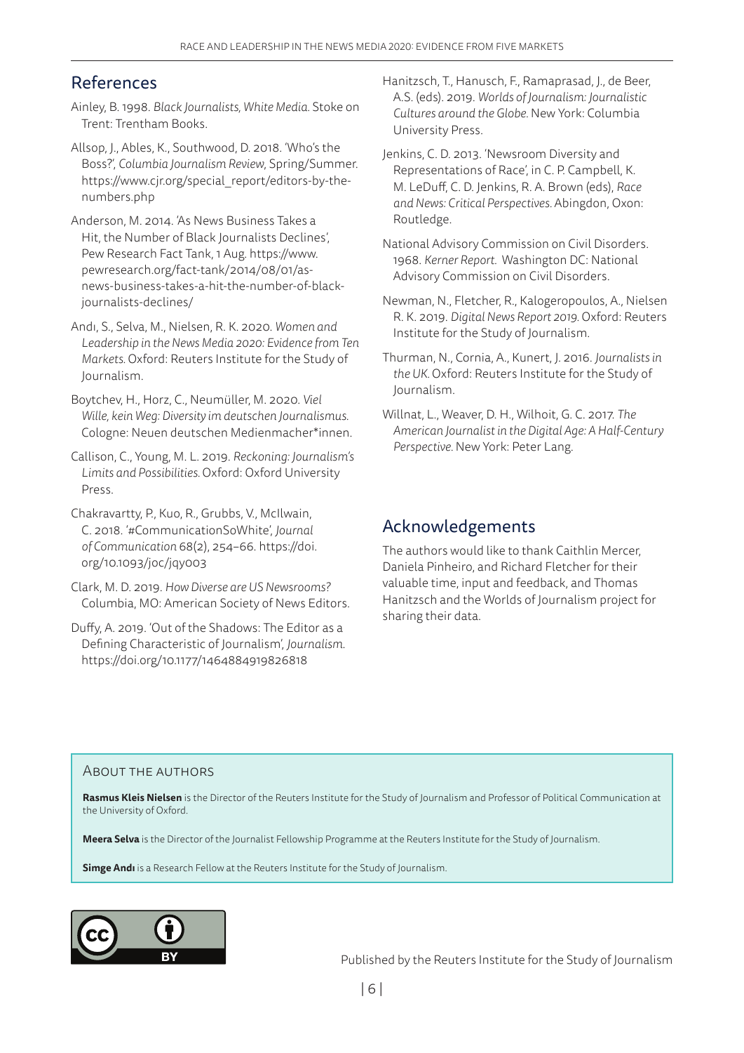## References

Ainley, B. 1998. *Black Journalists, White Media.* Stoke on Trent: Trentham Books.

Allsop, J., Ables, K., Southwood, D. 2018. 'Who's the Boss?', *Columbia Journalism Review*, Spring/Summer. https://www.cjr.org/special_report/editors-by-the-numbers.php

Anderson, M. 2014. 'As News Business Takes a Hit, the Number of Black Journalists Declines', Pew Research Fact Tank, 1 Aug. https://www.pewresearch.org/fact-tank/2014/08/01/as-news-business-takes-a-hit-the-number-of-black-journalists-declines/

Andı, S., Selva, M., Nielsen, R. K. 2020. *Women and Leadership in the News Media 2020: Evidence from Ten Markets.* Oxford: Reuters Institute for the Study of Journalism.

Boytchev, H., Horz, C., Neumüller, M. 2020. *Viel Wille, kein Weg: Diversity im deutschen Journalismus.* Cologne: Neuen deutschen Medienmacher*innen.

Callison, C., Young, M. L. 2019. *Reckoning: Journalism's Limits and Possibilities.* Oxford: Oxford University Press.

Chakravartty, P., Kuo, R., Grubbs, V., McIlwain, C. 2018. '#CommunicationSoWhite', *Journal of Communication* 68(2), 254–66. https://doi.org/10.1093/joc/jqy003

Clark, M. D. 2019. *How Diverse are US Newsrooms?* Columbia, MO: American Society of News Editors.

Duffy, A. 2019. 'Out of the Shadows: The Editor as a Defining Characteristic of Journalism', *Journalism.* https://doi.org/10.1177/1464884919826818

Hanitzsch, T., Hanusch, F., Ramaprasad, J., de Beer, A.S. (eds). 2019. *Worlds of Journalism: Journalistic Cultures around the Globe.* New York: Columbia University Press.

Jenkins, C. D. 2013. 'Newsroom Diversity and Representations of Race', in C. P. Campbell, K. M. LeDuff, C. D. Jenkins, R. A. Brown (eds), *Race and News: Critical Perspectives.* Abingdon, Oxon: Routledge.

National Advisory Commission on Civil Disorders. 1968. *Kerner Report.* Washington DC: National Advisory Commission on Civil Disorders.

Newman, N., Fletcher, R., Kalogeropoulos, A., Nielsen R. K. 2019. *Digital News Report 2019.* Oxford: Reuters Institute for the Study of Journalism.

Thurman, N., Cornia, A., Kunert, J. 2016. *Journalists in the UK.* Oxford: Reuters Institute for the Study of Journalism.

Willnat, L., Weaver, D. H., Wilhoit, G. C. 2017. *The American Journalist in the Digital Age: A Half-Century Perspective.* New York: Peter Lang.

## Acknowledgements

The authors would like to thank Caithlin Mercer, Daniela Pinheiro, and Richard Fletcher for their valuable time, input and feedback, and Thomas Hanitzsch and the Worlds of Journalism project for sharing their data.

### About the authors

**Rasmus Kleis Nielsen** is the Director of the Reuters Institute for the Study of Journalism and Professor of Political Communication at the University of Oxford.

**Meera Selva** is the Director of the Journalist Fellowship Programme at the Reuters Institute for the Study of Journalism.

**Simge Andı** is a Research Fellow at the Reuters Institute for the Study of Journalism.

Published by the Reuters Institute for the Study of Journalism